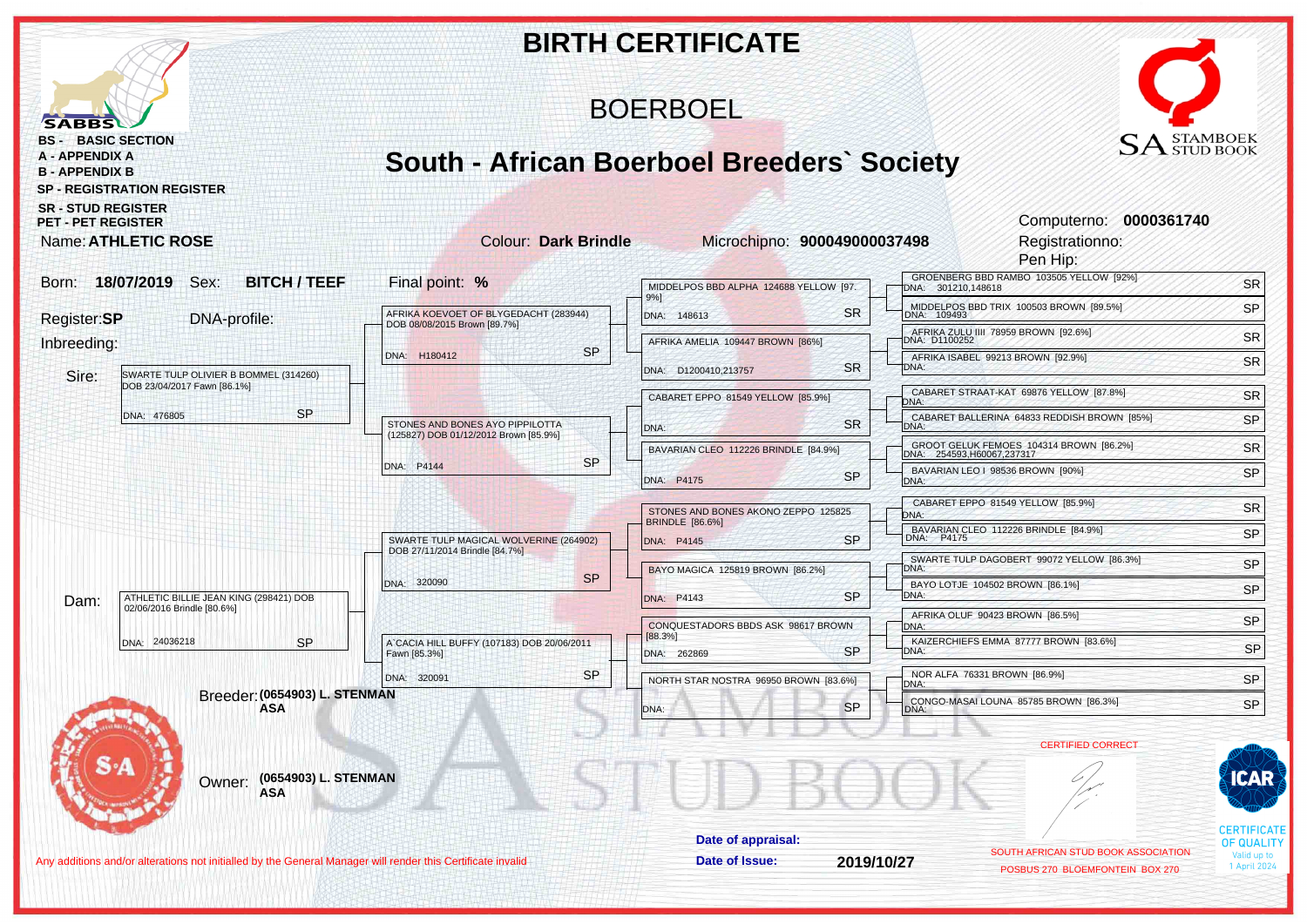# BIRTH CERTIFICATE

## BOERBOEL

## South - African Boerboel Breeders` Society

SABBS

BS - BASIC SECTION
A - APPENDIX A
B - APPENDIX B
SP - REGISTRATION REGISTER
SR - STUD REGISTER
PET - PET REGISTER

SA STAMBOEK STUD BOOK

Computerno: **0000361740**
Registrationno:
Pen Hip:

Name: **ATHLETIC ROSE**    Colour: **Dark Brindle**    Microchipno: **900049000037498**

Born: **18/07/2019**    Sex: **BITCH / TEEF**    Final point: **%**

Register: **SP**    DNA-profile:

Inbreeding:

**Sire:** SWARTE TULP OLIVIER B BOMMEL (314260) DOB 23/04/2017 Fawn [86.1%] — DNA: 476805 — SP

- AFRIKA KOEVOET OF BLYGEDACHT (283944) DOB 08/08/2015 Brown [89.7%] — DNA: H180412 — SP
  - MIDDELPOS BBD ALPHA 124688 YELLOW [97.9%] — DNA: 148613 — SR
    - GROENBERG BBD RAMBO 103505 YELLOW [92%] — DNA: 301210,148618 — SR
    - MIDDELPOS BBD TRIX 100503 BROWN [89.5%] — DNA: 109493 — SP
  - AFRIKA AMELIA 109447 BROWN [86%] — DNA: D1200410,213757 — SR
    - AFRIKA ZULU IIII 78959 BROWN [92.6%] — DNA: D1100252 — SR
    - AFRIKA ISABEL 99213 BROWN [92.9%] — DNA: — SR
- STONES AND BONES AYO PIPPILOTTA (125827) DOB 01/12/2012 Brown [85.9%] — DNA: P4144 — SP
  - CABARET EPPO 81549 YELLOW [85.9%] — DNA: — SR
    - CABARET STRAAT-KAT 69876 YELLOW [87.8%] — DNA: — SR
    - CABARET BALLERINA 64833 REDDISH BROWN [85%] — DNA: — SP
  - BAVARIAN CLEO 112226 BRINDLE [84.9%] — DNA: P4175 — SP
    - GROOT GELUK FEMOES 104314 BROWN [86.2%] — DNA: 254593,H60067,237317 — SR
    - BAVARIAN LEO I 98536 BROWN [90%] — DNA: — SP

**Dam:** ATHLETIC BILLIE JEAN KING (298421) DOB 02/06/2016 Brindle [80.6%] — DNA: 24036218 — SP

- SWARTE TULP MAGICAL WOLVERINE (264902) DOB 27/11/2014 Brindle [84.7%] — DNA: 320090 — SP
  - STONES AND BONES AKONO ZEPPO 125825 BRINDLE [86.6%] — DNA: P4145 — SP
    - CABARET EPPO 81549 YELLOW [85.9%] — DNA: — SR
    - BAVARIAN CLEO 112226 BRINDLE [84.9%] — DNA: P4175 — SP
  - BAYO MAGICA 125819 BROWN [86.2%] — DNA: P4143 — SP
    - SWARTE TULP DAGOBERT 99072 YELLOW [86.3%] — DNA: — SP
    - BAYO LOTJE 104502 BROWN [86.1%] — DNA: — SP
- A`CACIA HILL BUFFY (107183) DOB 20/06/2011 Fawn [85.3%] — DNA: 320091 — SP
  - CONQUESTADORS BBDS ASK 98617 BROWN [88.3%] — DNA: 262869 — SP
    - AFRIKA OLUF 90423 BROWN [86.5%] — DNA: — SP
    - KAIZERCHIEFS EMMA 87777 BROWN [83.6%] — DNA: — SP
  - NORTH STAR NOSTRA 96950 BROWN [83.6%] — DNA: — SP
    - NOR ALFA 76331 BROWN [86.9%] — DNA: — SP
    - CONGO-MASAI LOUNA 85785 BROWN [86.3%] — DNA: — SP

Breeder: **(0654903) L. STENMAN ASA**

Owner: **(0654903) L. STENMAN ASA**

CERTIFIED CORRECT

Date of appraisal:
Date of Issue: **2019/10/27**

SOUTH AFRICAN STUD BOOK ASSOCIATION
POSBUS 270 BLOEMFONTEIN BOX 270

ICAR CERTIFICATE OF QUALITY Valid up to 1 April 2024

Any additions and/or alterations not initialled by the General Manager will render this Certificate invalid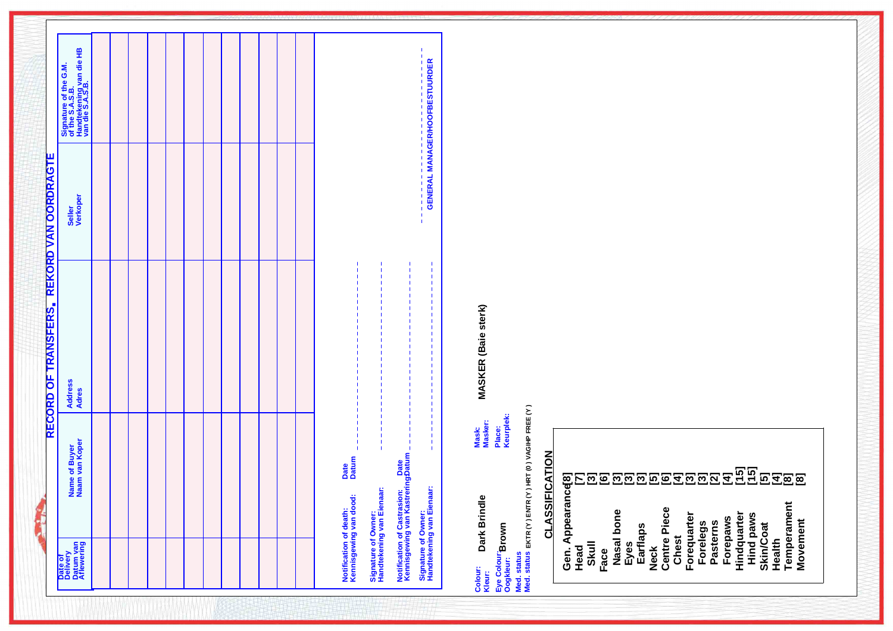## RECORD OF TRANSFERS. REKORD VAN OORDRAGTE

| Date of Delivery Datum van Aflewering | Name of Buyer Naam van Koper | Address Adres | Seller Verkoper | Signature of the G.M. of the S.A.S.B. Handtekening van die HB van die S.A.S.B. |
|---|---|---|---|---|
| | | | | |
| | | | | |
| | | | | |
| | | | | |
| | | | | |
| | | | | |
| | | | | |
| | | | | |
| | | | | |
| | | | | |
| | | | | |
| | | | | |

Notification of death: Kennisgewing van dood: Date Datum ----------------

Signature of Owner: Handtekening van Eienaar: ----------------

Notification of Castrasion: Kennisgewing van Kastrering Date Datum ----------------

Signature of Owner: Handtekening van Eienaar: ----------------

---------------- GENERAL MANAGER/HOOFBESTUURDER

Colour: Kleur: Dark Brindle

Mask: Masker: MASKER (Baie sterk)

Eye Colour: Oogkleur: Brown

Place: Keurplek:

Med. status

Med. status EKTR (Y) ENTR (Y) HRT (0) VAGIHP FREE (Y)

### CLASSIFICATION

- Gen. Appearance [8]
- Head [7]
  - Skull [3]
- Face [6]
  - Nasal bone [3]
  - Eyes [3]
  - Earflaps [3]
- Neck [5]
- Centre Piece [6]
  - Chest [4]
- Forequarter [3]
  - Forelegs [3]
  - Pasterns [2]
  - Forepaws [4]
- Hindquarter [15]
  - Hind paws [15]
- Skin/Coat [5]
- Health [4]
- Temperament [8]
- Movement [8]